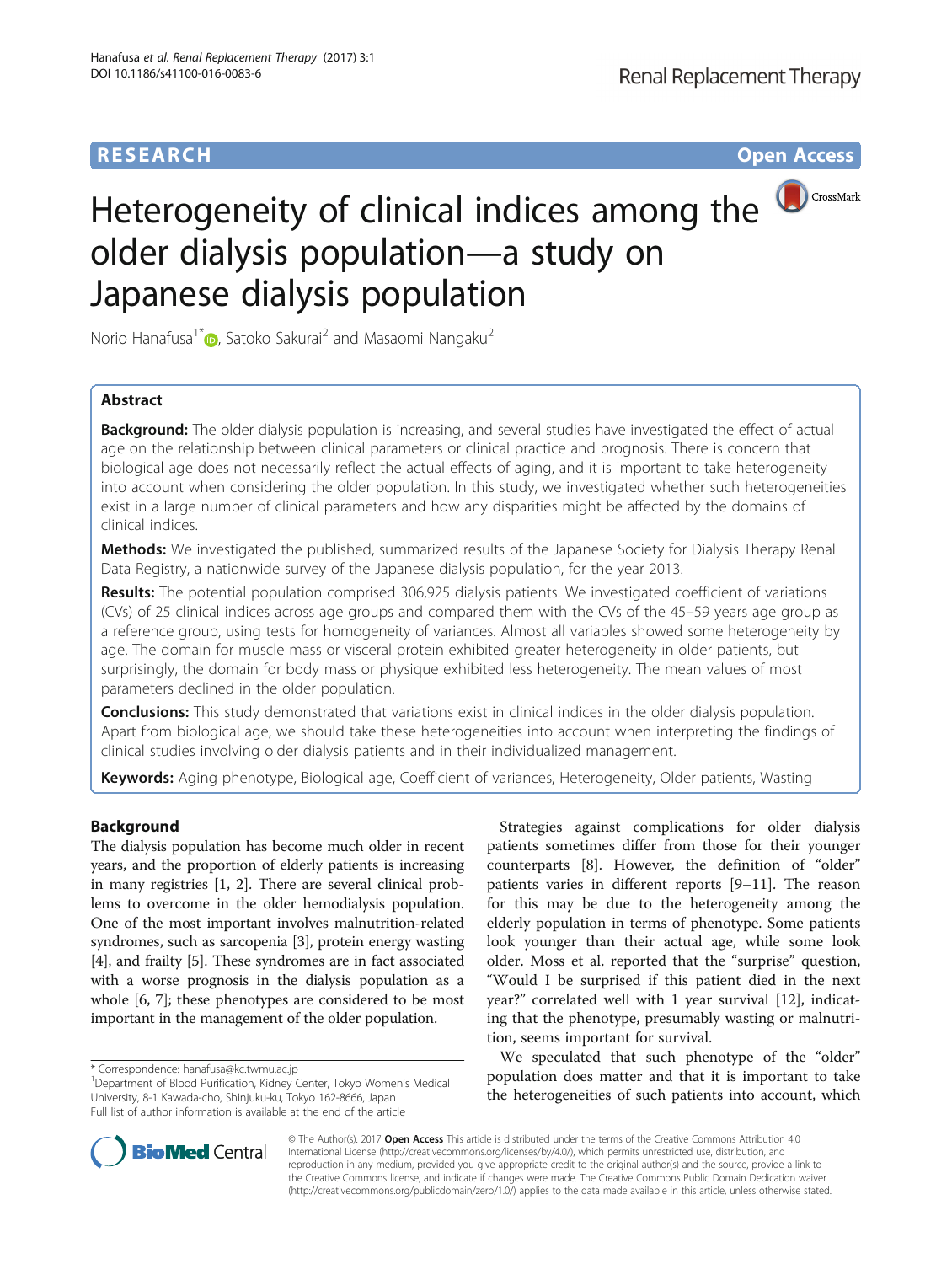**RESEARCH** **Open Access**

# Heterogeneity of clinical indices among the older dialysis population—a study on Japanese dialysis population

Norio Hanafusa[1*], Satoko Sakurai[2] and Masaomi Nangaku[2]

## Abstract

**Background:** The older dialysis population is increasing, and several studies have investigated the effect of actual age on the relationship between clinical parameters or clinical practice and prognosis. There is concern that biological age does not necessarily reflect the actual effects of aging, and it is important to take heterogeneity into account when considering the older population. In this study, we investigated whether such heterogeneities exist in a large number of clinical parameters and how any disparities might be affected by the domains of clinical indices.

**Methods:** We investigated the published, summarized results of the Japanese Society for Dialysis Therapy Renal Data Registry, a nationwide survey of the Japanese dialysis population, for the year 2013.

**Results:** The potential population comprised 306,925 dialysis patients. We investigated coefficient of variations (CVs) of 25 clinical indices across age groups and compared them with the CVs of the 45–59 years age group as a reference group, using tests for homogeneity of variances. Almost all variables showed some heterogeneity by age. The domain for muscle mass or visceral protein exhibited greater heterogeneity in older patients, but surprisingly, the domain for body mass or physique exhibited less heterogeneity. The mean values of most parameters declined in the older population.

**Conclusions:** This study demonstrated that variations exist in clinical indices in the older dialysis population. Apart from biological age, we should take these heterogeneities into account when interpreting the findings of clinical studies involving older dialysis patients and in their individualized management.

**Keywords:** Aging phenotype, Biological age, Coefficient of variances, Heterogeneity, Older patients, Wasting

## Background

The dialysis population has become much older in recent years, and the proportion of elderly patients is increasing in many registries [1, 2]. There are several clinical problems to overcome in the older hemodialysis population. One of the most important involves malnutrition-related syndromes, such as sarcopenia [3], protein energy wasting [4], and frailty [5]. These syndromes are in fact associated with a worse prognosis in the dialysis population as a whole [6, 7]; these phenotypes are considered to be most important in the management of the older population.

Strategies against complications for older dialysis patients sometimes differ from those for their younger counterparts [8]. However, the definition of "older" patients varies in different reports [9–11]. The reason for this may be due to the heterogeneity among the elderly population in terms of phenotype. Some patients look younger than their actual age, while some look older. Moss et al. reported that the "surprise" question, "Would I be surprised if this patient died in the next year?" correlated well with 1 year survival [12], indicating that the phenotype, presumably wasting or malnutrition, seems important for survival.

We speculated that such phenotype of the "older" population does matter and that it is important to take the heterogeneities of such patients into account, which

* Correspondence: hanafusa@kc.twmu.ac.jp
[1]Department of Blood Purification, Kidney Center, Tokyo Women's Medical University, 8-1 Kawada-cho, Shinjuku-ku, Tokyo 162-8666, Japan
Full list of author information is available at the end of the article

© The Author(s). 2017 **Open Access** This article is distributed under the terms of the Creative Commons Attribution 4.0 International License (http://creativecommons.org/licenses/by/4.0/), which permits unrestricted use, distribution, and reproduction in any medium, provided you give appropriate credit to the original author(s) and the source, provide a link to the Creative Commons license, and indicate if changes were made. The Creative Commons Public Domain Dedication waiver (http://creativecommons.org/publicdomain/zero/1.0/) applies to the data made available in this article, unless otherwise stated.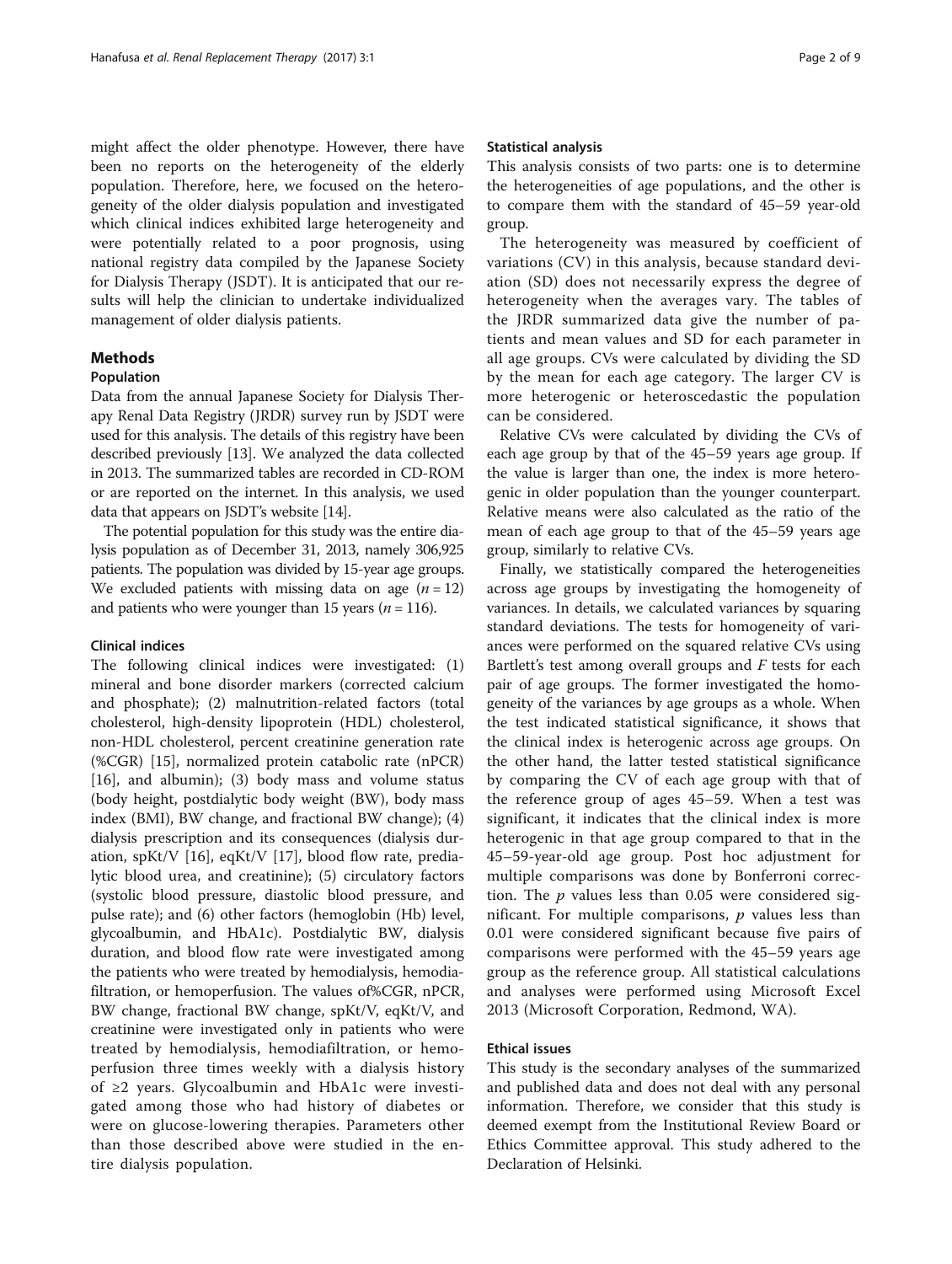might affect the older phenotype. However, there have been no reports on the heterogeneity of the elderly population. Therefore, here, we focused on the heterogeneity of the older dialysis population and investigated which clinical indices exhibited large heterogeneity and were potentially related to a poor prognosis, using national registry data compiled by the Japanese Society for Dialysis Therapy (JSDT). It is anticipated that our results will help the clinician to undertake individualized management of older dialysis patients.

## Methods

### Population

Data from the annual Japanese Society for Dialysis Therapy Renal Data Registry (JRDR) survey run by JSDT were used for this analysis. The details of this registry have been described previously [13]. We analyzed the data collected in 2013. The summarized tables are recorded in CD-ROM or are reported on the internet. In this analysis, we used data that appears on JSDT's website [14].

The potential population for this study was the entire dialysis population as of December 31, 2013, namely 306,925 patients. The population was divided by 15-year age groups. We excluded patients with missing data on age ($n = 12$) and patients who were younger than 15 years ($n = 116$).

### Clinical indices

The following clinical indices were investigated: (1) mineral and bone disorder markers (corrected calcium and phosphate); (2) malnutrition-related factors (total cholesterol, high-density lipoprotein (HDL) cholesterol, non-HDL cholesterol, percent creatinine generation rate (%CGR) [15], normalized protein catabolic rate (nPCR) [16], and albumin); (3) body mass and volume status (body height, postdialytic body weight (BW), body mass index (BMI), BW change, and fractional BW change); (4) dialysis prescription and its consequences (dialysis duration, spKt/V [16], eqKt/V [17], blood flow rate, predialytic blood urea, and creatinine); (5) circulatory factors (systolic blood pressure, diastolic blood pressure, and pulse rate); and (6) other factors (hemoglobin (Hb) level, glycoalbumin, and HbA1c). Postdialytic BW, dialysis duration, and blood flow rate were investigated among the patients who were treated by hemodialysis, hemodiafiltration, or hemoperfusion. The values of%CGR, nPCR, BW change, fractional BW change, spKt/V, eqKt/V, and creatinine were investigated only in patients who were treated by hemodialysis, hemodiafiltration, or hemoperfusion three times weekly with a dialysis history of ≥2 years. Glycoalbumin and HbA1c were investigated among those who had history of diabetes or were on glucose-lowering therapies. Parameters other than those described above were studied in the entire dialysis population.

### Statistical analysis

This analysis consists of two parts: one is to determine the heterogeneities of age populations, and the other is to compare them with the standard of 45–59 year-old group.

The heterogeneity was measured by coefficient of variations (CV) in this analysis, because standard deviation (SD) does not necessarily express the degree of heterogeneity when the averages vary. The tables of the JRDR summarized data give the number of patients and mean values and SD for each parameter in all age groups. CVs were calculated by dividing the SD by the mean for each age category. The larger CV is more heterogenic or heteroscedastic the population can be considered.

Relative CVs were calculated by dividing the CVs of each age group by that of the 45–59 years age group. If the value is larger than one, the index is more heterogenic in older population than the younger counterpart. Relative means were also calculated as the ratio of the mean of each age group to that of the 45–59 years age group, similarly to relative CVs.

Finally, we statistically compared the heterogeneities across age groups by investigating the homogeneity of variances. In details, we calculated variances by squaring standard deviations. The tests for homogeneity of variances were performed on the squared relative CVs using Bartlett's test among overall groups and $F$ tests for each pair of age groups. The former investigated the homogeneity of the variances by age groups as a whole. When the test indicated statistical significance, it shows that the clinical index is heterogenic across age groups. On the other hand, the latter tested statistical significance by comparing the CV of each age group with that of the reference group of ages 45–59. When a test was significant, it indicates that the clinical index is more heterogenic in that age group compared to that in the 45–59-year-old age group. Post hoc adjustment for multiple comparisons was done by Bonferroni correction. The $p$ values less than 0.05 were considered significant. For multiple comparisons, $p$ values less than 0.01 were considered significant because five pairs of comparisons were performed with the 45–59 years age group as the reference group. All statistical calculations and analyses were performed using Microsoft Excel 2013 (Microsoft Corporation, Redmond, WA).

### Ethical issues

This study is the secondary analyses of the summarized and published data and does not deal with any personal information. Therefore, we consider that this study is deemed exempt from the Institutional Review Board or Ethics Committee approval. This study adhered to the Declaration of Helsinki.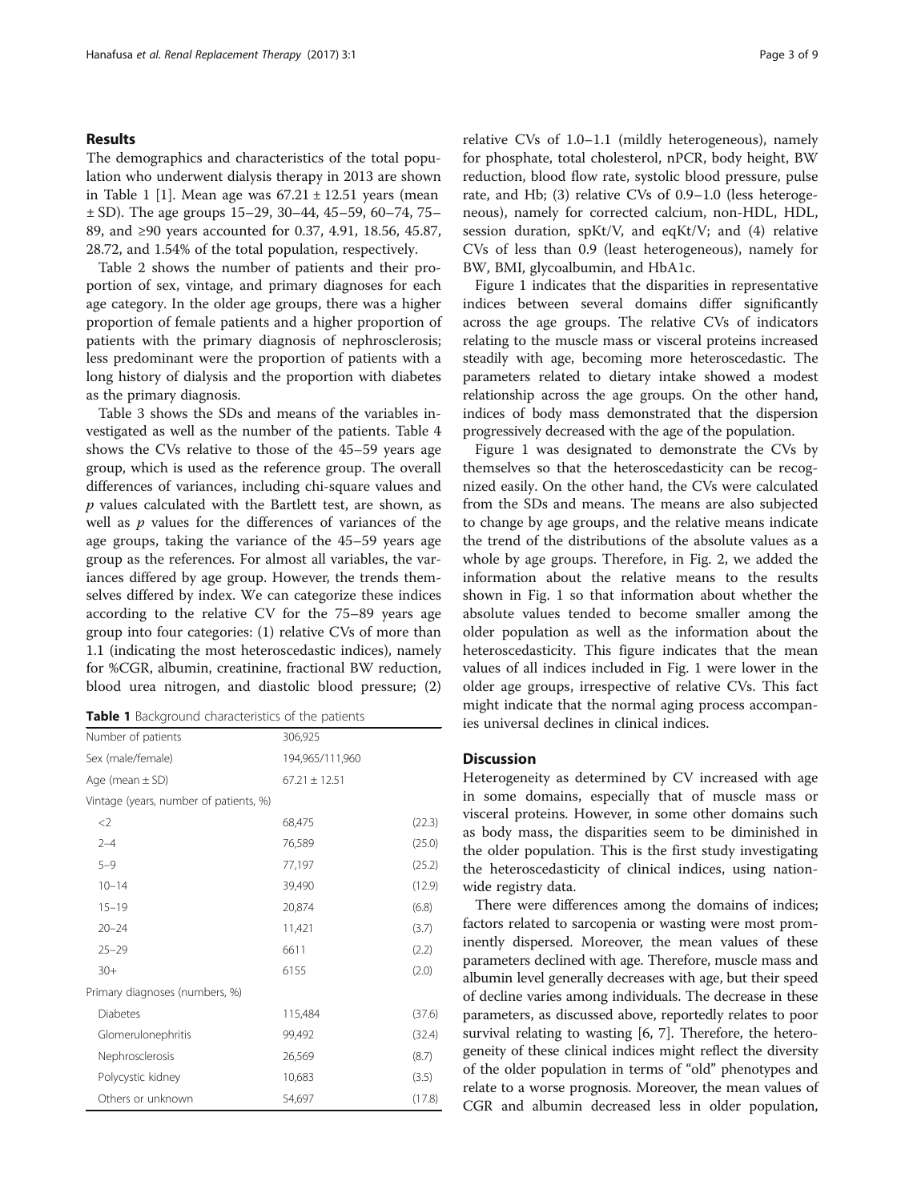## Results

The demographics and characteristics of the total population who underwent dialysis therapy in 2013 are shown in Table 1 [1]. Mean age was 67.21 ± 12.51 years (mean ± SD). The age groups 15–29, 30–44, 45–59, 60–74, 75–89, and ≥90 years accounted for 0.37, 4.91, 18.56, 45.87, 28.72, and 1.54% of the total population, respectively.

Table 2 shows the number of patients and their proportion of sex, vintage, and primary diagnoses for each age category. In the older age groups, there was a higher proportion of female patients and a higher proportion of patients with the primary diagnosis of nephrosclerosis; less predominant were the proportion of patients with a long history of dialysis and the proportion with diabetes as the primary diagnosis.

Table 3 shows the SDs and means of the variables investigated as well as the number of the patients. Table 4 shows the CVs relative to those of the 45–59 years age group, which is used as the reference group. The overall differences of variances, including chi-square values and *p* values calculated with the Bartlett test, are shown, as well as *p* values for the differences of variances of the age groups, taking the variance of the 45–59 years age group as the references. For almost all variables, the variances differed by age group. However, the trends themselves differed by index. We can categorize these indices according to the relative CV for the 75–89 years age group into four categories: (1) relative CVs of more than 1.1 (indicating the most heteroscedastic indices), namely for %CGR, albumin, creatinine, fractional BW reduction, blood urea nitrogen, and diastolic blood pressure; (2) relative CVs of 1.0–1.1 (mildly heterogeneous), namely for phosphate, total cholesterol, nPCR, body height, BW reduction, blood flow rate, systolic blood pressure, pulse rate, and Hb; (3) relative CVs of 0.9–1.0 (less heterogeneous), namely for corrected calcium, non-HDL, HDL, session duration, spKt/V, and eqKt/V; and (4) relative CVs of less than 0.9 (least heterogeneous), namely for BW, BMI, glycoalbumin, and HbA1c.

**Table 1** Background characteristics of the patients

| | | |
|---|---|---|
| Number of patients | 306,925 | |
| Sex (male/female) | 194,965/111,960 | |
| Age (mean ± SD) | 67.21 ± 12.51 | |
| Vintage (years, number of patients, %) | | |
| <2 | 68,475 | (22.3) |
| 2–4 | 76,589 | (25.0) |
| 5–9 | 77,197 | (25.2) |
| 10–14 | 39,490 | (12.9) |
| 15–19 | 20,874 | (6.8) |
| 20–24 | 11,421 | (3.7) |
| 25–29 | 6611 | (2.2) |
| 30+ | 6155 | (2.0) |
| Primary diagnoses (numbers, %) | | |
| Diabetes | 115,484 | (37.6) |
| Glomerulonephritis | 99,492 | (32.4) |
| Nephrosclerosis | 26,569 | (8.7) |
| Polycystic kidney | 10,683 | (3.5) |
| Others or unknown | 54,697 | (17.8) |

Figure 1 indicates that the disparities in representative indices between several domains differ significantly across the age groups. The relative CVs of indicators relating to the muscle mass or visceral proteins increased steadily with age, becoming more heteroscedastic. The parameters related to dietary intake showed a modest relationship across the age groups. On the other hand, indices of body mass demonstrated that the dispersion progressively decreased with the age of the population.

Figure 1 was designated to demonstrate the CVs by themselves so that the heteroscedasticity can be recognized easily. On the other hand, the CVs were calculated from the SDs and means. The means are also subjected to change by age groups, and the relative means indicate the trend of the distributions of the absolute values as a whole by age groups. Therefore, in Fig. 2, we added the information about the relative means to the results shown in Fig. 1 so that information about whether the absolute values tended to become smaller among the older population as well as the information about the heteroscedasticity. This figure indicates that the mean values of all indices included in Fig. 1 were lower in the older age groups, irrespective of relative CVs. This fact might indicate that the normal aging process accompanies universal declines in clinical indices.

## Discussion

Heterogeneity as determined by CV increased with age in some domains, especially that of muscle mass or visceral proteins. However, in some other domains such as body mass, the disparities seem to be diminished in the older population. This is the first study investigating the heteroscedasticity of clinical indices, using nationwide registry data.

There were differences among the domains of indices; factors related to sarcopenia or wasting were most prominently dispersed. Moreover, the mean values of these parameters declined with age. Therefore, muscle mass and albumin level generally decreases with age, but their speed of decline varies among individuals. The decrease in these parameters, as discussed above, reportedly relates to poor survival relating to wasting [6, 7]. Therefore, the heterogeneity of these clinical indices might reflect the diversity of the older population in terms of "old" phenotypes and relate to a worse prognosis. Moreover, the mean values of CGR and albumin decreased less in older population,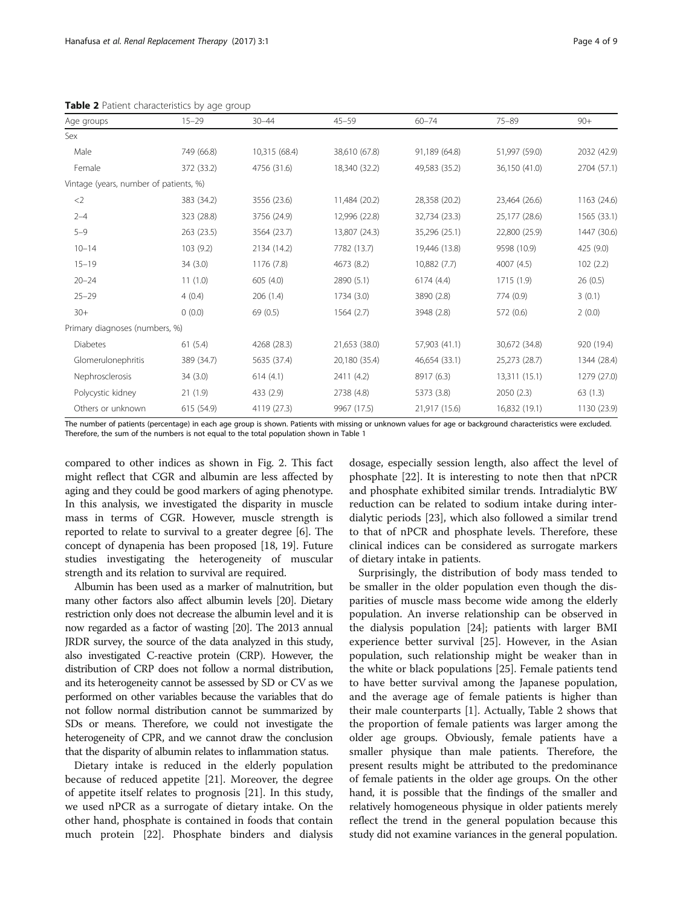**Table 2** Patient characteristics by age group

| Age groups | 15–29 | 30–44 | 45–59 | 60–74 | 75–89 | 90+ |
|---|---|---|---|---|---|---|
| Sex | | | | | | |
| Male | 749 (66.8) | 10,315 (68.4) | 38,610 (67.8) | 91,189 (64.8) | 51,997 (59.0) | 2032 (42.9) |
| Female | 372 (33.2) | 4756 (31.6) | 18,340 (32.2) | 49,583 (35.2) | 36,150 (41.0) | 2704 (57.1) |
| Vintage (years, number of patients, %) | | | | | | |
| <2 | 383 (34.2) | 3556 (23.6) | 11,484 (20.2) | 28,358 (20.2) | 23,464 (26.6) | 1163 (24.6) |
| 2–4 | 323 (28.8) | 3756 (24.9) | 12,996 (22.8) | 32,734 (23.3) | 25,177 (28.6) | 1565 (33.1) |
| 5–9 | 263 (23.5) | 3564 (23.7) | 13,807 (24.3) | 35,296 (25.1) | 22,800 (25.9) | 1447 (30.6) |
| 10–14 | 103 (9.2) | 2134 (14.2) | 7782 (13.7) | 19,446 (13.8) | 9598 (10.9) | 425 (9.0) |
| 15–19 | 34 (3.0) | 1176 (7.8) | 4673 (8.2) | 10,882 (7.7) | 4007 (4.5) | 102 (2.2) |
| 20–24 | 11 (1.0) | 605 (4.0) | 2890 (5.1) | 6174 (4.4) | 1715 (1.9) | 26 (0.5) |
| 25–29 | 4 (0.4) | 206 (1.4) | 1734 (3.0) | 3890 (2.8) | 774 (0.9) | 3 (0.1) |
| 30+ | 0 (0.0) | 69 (0.5) | 1564 (2.7) | 3948 (2.8) | 572 (0.6) | 2 (0.0) |
| Primary diagnoses (numbers, %) | | | | | | |
| Diabetes | 61 (5.4) | 4268 (28.3) | 21,653 (38.0) | 57,903 (41.1) | 30,672 (34.8) | 920 (19.4) |
| Glomerulonephritis | 389 (34.7) | 5635 (37.4) | 20,180 (35.4) | 46,654 (33.1) | 25,273 (28.7) | 1344 (28.4) |
| Nephrosclerosis | 34 (3.0) | 614 (4.1) | 2411 (4.2) | 8917 (6.3) | 13,311 (15.1) | 1279 (27.0) |
| Polycystic kidney | 21 (1.9) | 433 (2.9) | 2738 (4.8) | 5373 (3.8) | 2050 (2.3) | 63 (1.3) |
| Others or unknown | 615 (54.9) | 4119 (27.3) | 9967 (17.5) | 21,917 (15.6) | 16,832 (19.1) | 1130 (23.9) |

The number of patients (percentage) in each age group is shown. Patients with missing or unknown values for age or background characteristics were excluded. Therefore, the sum of the numbers is not equal to the total population shown in Table 1

compared to other indices as shown in Fig. 2. This fact might reflect that CGR and albumin are less affected by aging and they could be good markers of aging phenotype. In this analysis, we investigated the disparity in muscle mass in terms of CGR. However, muscle strength is reported to relate to survival to a greater degree [6]. The concept of dynapenia has been proposed [18, 19]. Future studies investigating the heterogeneity of muscular strength and its relation to survival are required.

Albumin has been used as a marker of malnutrition, but many other factors also affect albumin levels [20]. Dietary restriction only does not decrease the albumin level and it is now regarded as a factor of wasting [20]. The 2013 annual JRDR survey, the source of the data analyzed in this study, also investigated C-reactive protein (CRP). However, the distribution of CRP does not follow a normal distribution, and its heterogeneity cannot be assessed by SD or CV as we performed on other variables because the variables that do not follow normal distribution cannot be summarized by SDs or means. Therefore, we could not investigate the heterogeneity of CPR, and we cannot draw the conclusion that the disparity of albumin relates to inflammation status.

Dietary intake is reduced in the elderly population because of reduced appetite [21]. Moreover, the degree of appetite itself relates to prognosis [21]. In this study, we used nPCR as a surrogate of dietary intake. On the other hand, phosphate is contained in foods that contain much protein [22]. Phosphate binders and dialysis dosage, especially session length, also affect the level of phosphate [22]. It is interesting to note then that nPCR and phosphate exhibited similar trends. Intradialytic BW reduction can be related to sodium intake during interdialytic periods [23], which also followed a similar trend to that of nPCR and phosphate levels. Therefore, these clinical indices can be considered as surrogate markers of dietary intake in patients.

Surprisingly, the distribution of body mass tended to be smaller in the older population even though the disparities of muscle mass become wide among the elderly population. An inverse relationship can be observed in the dialysis population [24]; patients with larger BMI experience better survival [25]. However, in the Asian population, such relationship might be weaker than in the white or black populations [25]. Female patients tend to have better survival among the Japanese population, and the average age of female patients is higher than their male counterparts [1]. Actually, Table 2 shows that the proportion of female patients was larger among the older age groups. Obviously, female patients have a smaller physique than male patients. Therefore, the present results might be attributed to the predominance of female patients in the older age groups. On the other hand, it is possible that the findings of the smaller and relatively homogeneous physique in older patients merely reflect the trend in the general population because this study did not examine variances in the general population.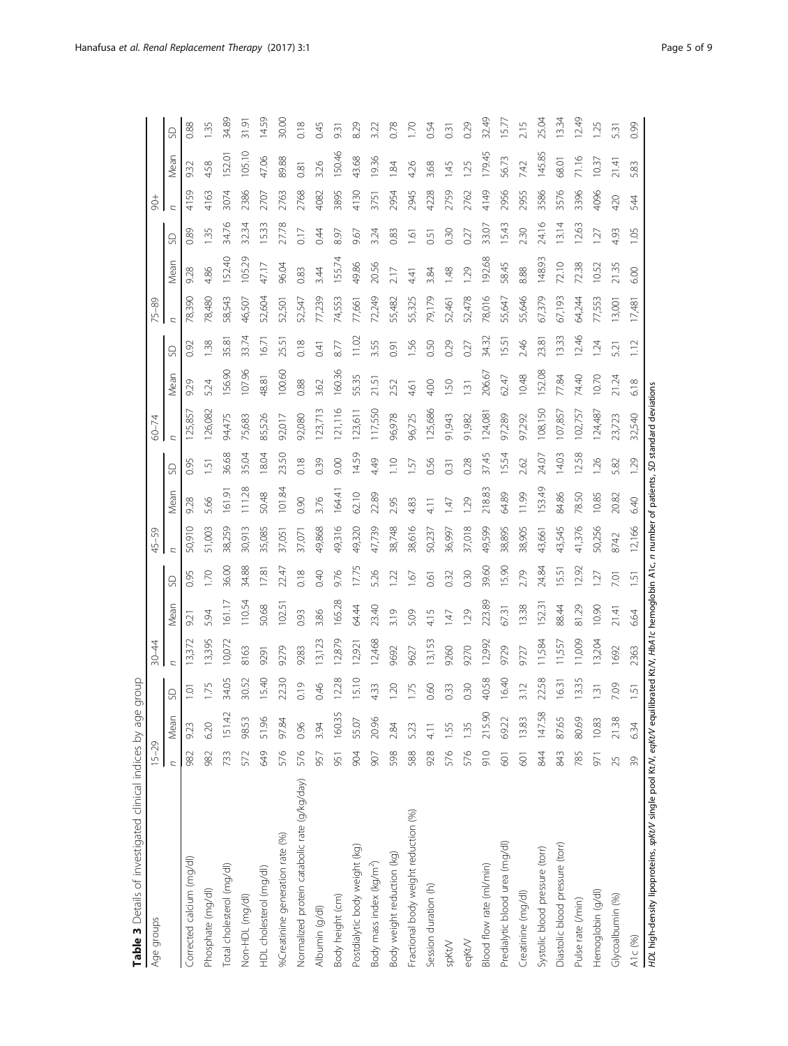**Table 3** Details of investigated clinical indices by age group

| Age groups | 15–29 | | | 30–44 | | | 45–59 | | | 60–74 | | | 75–89 | | | 90+ | | |
|---|---|---|---|---|---|---|---|---|---|---|---|---|---|---|---|---|---|---|
| | n | Mean | SD | n | Mean | SD | n | Mean | SD | n | Mean | SD | n | Mean | SD | n | Mean | SD |
| Corrected calcium (mg/dl) | 982 | 9.23 | 1.01 | 13,372 | 9.21 | 0.95 | 50,910 | 9.28 | 0.95 | 125,857 | 9.29 | 0.92 | 78,390 | 9.28 | 0.89 | 4159 | 9.32 | 0.88 |
| Phosphate (mg/dl) | 982 | 6.20 | 1.75 | 13,395 | 5.94 | 1.70 | 51,003 | 5.66 | 1.51 | 126,082 | 5.24 | 1.38 | 78,480 | 4.86 | 1.35 | 4163 | 4.58 | 1.35 |
| Total cholesterol (mg/dl) | 733 | 151.42 | 34.05 | 10,072 | 161.17 | 36.00 | 38,259 | 161.91 | 36.68 | 94,475 | 156.90 | 35.81 | 58,543 | 152.40 | 34.76 | 3074 | 152.01 | 34.89 |
| Non-HDL (mg/dl) | 572 | 98.53 | 30.52 | 8163 | 110.54 | 34.88 | 30,913 | 111.28 | 35.04 | 75,683 | 107.96 | 33.74 | 46,507 | 105.29 | 32.34 | 2386 | 105.10 | 31.91 |
| HDL cholesterol (mg/dl) | 649 | 51.96 | 15.40 | 9291 | 50.68 | 17.81 | 35,085 | 50.48 | 18.04 | 85,526 | 48.81 | 16.71 | 52,604 | 47.17 | 15.33 | 2707 | 47.06 | 14.59 |
| %Creatinine generation rate (%) | 576 | 97.84 | 22.30 | 9279 | 102.51 | 22.47 | 37,051 | 101.84 | 23.50 | 92,017 | 100.60 | 25.51 | 52,501 | 96.04 | 27.78 | 2763 | 89.88 | 30.00 |
| Normalized protein catabolic rate (g/kg/day) | 576 | 0.96 | 0.19 | 9283 | 0.93 | 0.18 | 37,071 | 0.90 | 0.18 | 92,080 | 0.88 | 0.18 | 52,547 | 0.83 | 0.17 | 2768 | 0.81 | 0.18 |
| Albumin (g/dl) | 957 | 3.94 | 0.46 | 13,123 | 3.86 | 0.40 | 49,868 | 3.76 | 0.39 | 123,713 | 3.62 | 0.41 | 77,239 | 3.44 | 0.44 | 4082 | 3.26 | 0.45 |
| Body height (cm) | 951 | 160.35 | 12.28 | 12,879 | 165.28 | 9.76 | 49,316 | 164.41 | 9.00 | 121,116 | 160.36 | 8.77 | 74,553 | 155.74 | 8.97 | 3895 | 150.46 | 9.31 |
| Postdialytic body weight (kg) | 904 | 55.07 | 15.10 | 12,921 | 64.44 | 17.75 | 49,320 | 62.10 | 14.59 | 123,611 | 55.35 | 11.02 | 77,661 | 49.86 | 9.67 | 4130 | 43.68 | 8.29 |
| Body mass index (kg/m$^2$) | 907 | 20.96 | 4.33 | 12,468 | 23.40 | 5.26 | 47,739 | 22.89 | 4.49 | 117,550 | 21.51 | 3.55 | 72,249 | 20.56 | 3.24 | 3751 | 19.36 | 3.22 |
| Body weight reduction (kg) | 598 | 2.84 | 1.20 | 9692 | 3.19 | 1.22 | 38,748 | 2.95 | 1.10 | 96,978 | 2.52 | 0.91 | 55,482 | 2.17 | 0.83 | 2954 | 1.84 | 0.78 |
| Fractional body weight reduction (%) | 588 | 5.23 | 1.75 | 9627 | 5.09 | 1.67 | 38,616 | 4.83 | 1.57 | 96,725 | 4.61 | 1.56 | 55,325 | 4.41 | 1.61 | 2945 | 4.26 | 1.70 |
| Session duration (h) | 928 | 4.11 | 0.60 | 13,153 | 4.15 | 0.61 | 50,237 | 4.11 | 0.56 | 125,686 | 4.00 | 0.50 | 79,179 | 3.84 | 0.51 | 4228 | 3.68 | 0.54 |
| spKt/V | 576 | 1.55 | 0.33 | 9260 | 1.47 | 0.32 | 36,997 | 1.47 | 0.31 | 91,943 | 1.50 | 0.29 | 52,461 | 1.48 | 0.30 | 2759 | 1.45 | 0.31 |
| eqKt/V | 576 | 1.35 | 0.30 | 9270 | 1.29 | 0.30 | 37,018 | 1.29 | 0.28 | 91,982 | 1.31 | 0.27 | 52,478 | 1.29 | 0.27 | 2762 | 1.25 | 0.29 |
| Blood flow rate (ml/min) | 910 | 215.90 | 40.58 | 12,992 | 223.89 | 39.60 | 49,599 | 218.83 | 37.45 | 124,081 | 206.67 | 34.32 | 78,016 | 192.68 | 33.07 | 4149 | 179.45 | 32.49 |
| Predialytic blood urea (mg/dl) | 601 | 69.22 | 16.40 | 9729 | 67.31 | 15.90 | 38,895 | 64.89 | 15.54 | 97,289 | 62.47 | 15.51 | 55,647 | 58.45 | 15.43 | 2956 | 56.73 | 15.77 |
| Creatinine (mg/dl) | 601 | 13.83 | 3.12 | 9727 | 13.38 | 2.79 | 38,905 | 11.99 | 2.62 | 97,292 | 10.48 | 2.46 | 55,646 | 8.88 | 2.30 | 2955 | 7.42 | 2.15 |
| Systolic blood pressure (torr) | 844 | 147.58 | 22.58 | 11,584 | 152.31 | 24.84 | 43,661 | 153.49 | 24.07 | 108,150 | 152.08 | 23.81 | 67,379 | 148.93 | 24.16 | 3586 | 145.85 | 25.04 |
| Diastolic blood pressure (torr) | 843 | 87.65 | 16.31 | 11,557 | 88.44 | 15.51 | 43,545 | 84.86 | 14.03 | 107,857 | 77.84 | 13.33 | 67,193 | 72.10 | 13.14 | 3576 | 68.01 | 13.34 |
| Pulse rate (/min) | 785 | 80.69 | 13.35 | 11,009 | 81.29 | 12.92 | 41,376 | 78.50 | 12.58 | 102,757 | 74.40 | 12.46 | 64,244 | 72.38 | 12.63 | 3396 | 71.16 | 12.49 |
| Hemoglobin (g/dl) | 971 | 10.83 | 1.31 | 13,204 | 10.90 | 1.27 | 50,256 | 10.85 | 1.26 | 124,487 | 10.70 | 1.24 | 77,553 | 10.52 | 1.27 | 4096 | 10.37 | 1.25 |
| Glycoalbumin (%) | 25 | 21.38 | 7.09 | 1692 | 21.41 | 7.01 | 8742 | 20.82 | 5.82 | 23,723 | 21.24 | 5.21 | 13,001 | 21.35 | 4.93 | 420 | 21.41 | 5.31 |
| A1c (%) | 39 | 6.34 | 1.51 | 2363 | 6.64 | 1.51 | 12,166 | 6.40 | 1.29 | 32,540 | 6.18 | 1.12 | 17,481 | 6.00 | 1.05 | 544 | 5.83 | 0.99 |

*HDL* high-density lipoproteins, *spKt/V* single pool Kt/V, *eqKt/V* equilibrated Kt/V, *HbA1c* hemoglobin A1c, *n* number of patients, *SD* standard deviations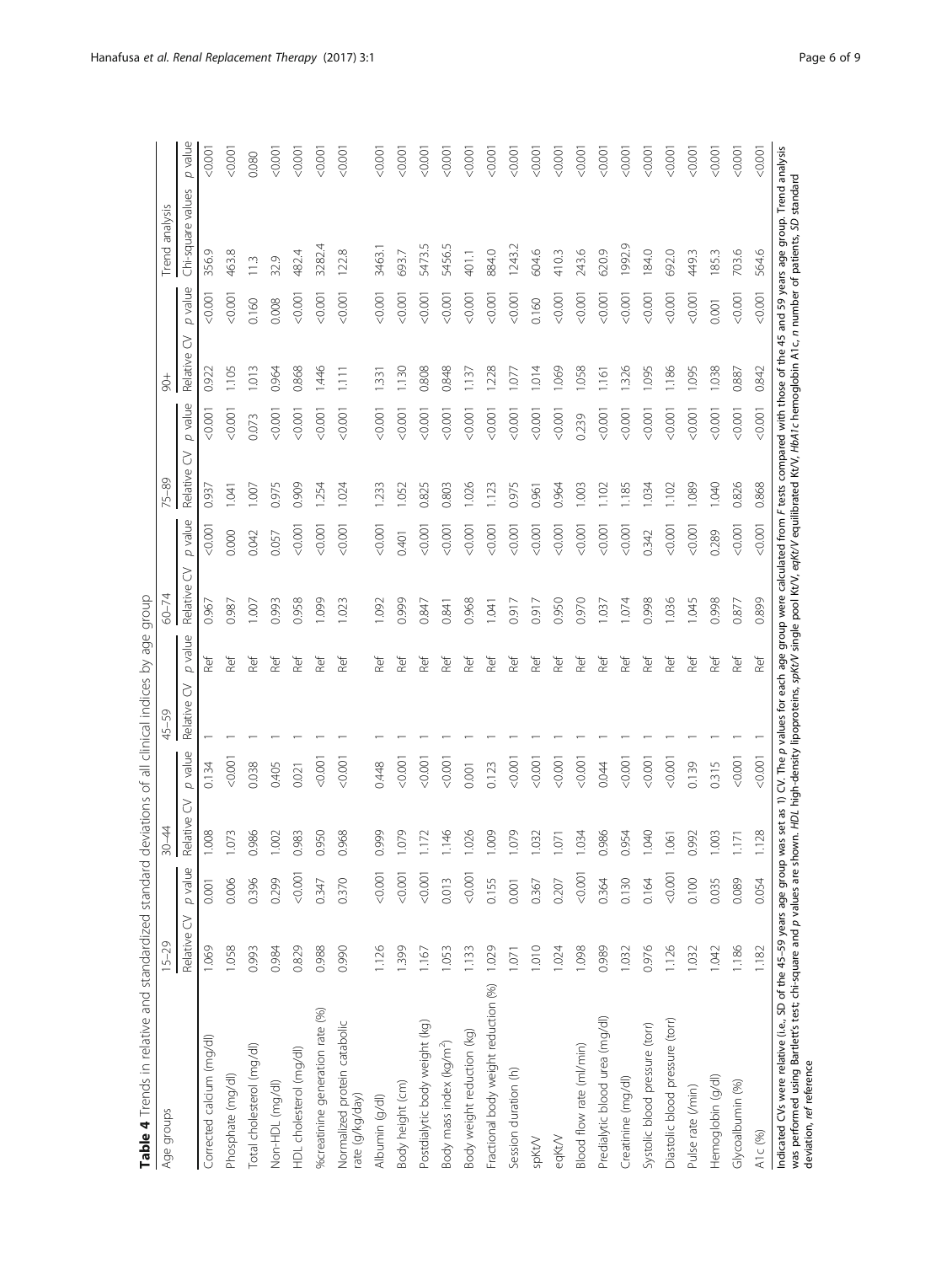**Table 4** Trends in relative and standardized standard deviations of all clinical indices by age group

| Age groups | 15–29 | | 30–44 | | 45–59 | | 60–74 | | 75–89 | | 90+ | | Trend analysis | |
|---|---|---|---|---|---|---|---|---|---|---|---|---|---|---|
| | Relative CV | p value | Relative CV | p value | Relative CV | p value | Relative CV | p value | Relative CV | p value | Relative CV | p value | Chi-square values | p value |
| Corrected calcium (mg/dl) | 1.069 | 0.001 | 1.008 | 0.134 | 1 | Ref | 0.967 | <0.001 | 0.937 | <0.001 | 0.922 | <0.001 | 356.9 | <0.001 |
| Phosphate (mg/dl) | 1.058 | 0.006 | 1.073 | <0.001 | 1 | Ref | 0.987 | 0.000 | 1.041 | <0.001 | 1.105 | <0.001 | 463.8 | <0.001 |
| Total cholesterol (mg/dl) | 0.993 | 0.396 | 0.986 | 0.038 | 1 | Ref | 1.007 | 0.042 | 1.007 | 0.073 | 1.013 | 0.160 | 11.3 | 0.080 |
| Non-HDL (mg/dl) | 0.984 | 0.299 | 1.002 | 0.405 | 1 | Ref | 0.993 | 0.057 | 0.975 | <0.001 | 0.964 | 0.008 | 32.9 | <0.001 |
| HDL cholesterol (mg/dl) | 0.829 | <0.001 | 0.983 | 0.021 | 1 | Ref | 0.958 | <0.001 | 0.909 | <0.001 | 0.868 | <0.001 | 482.4 | <0.001 |
| %creatinine generation rate (%) | 0.988 | 0.347 | 0.950 | <0.001 | 1 | Ref | 1.099 | <0.001 | 1.254 | <0.001 | 1.446 | <0.001 | 3282.4 | <0.001 |
| Normalized protein catabolic rate (g/kg/day) | 0.990 | 0.370 | 0.968 | <0.001 | 1 | Ref | 1.023 | <0.001 | 1.024 | <0.001 | 1.111 | <0.001 | 122.8 | <0.001 |
| Albumin (g/dl) | 1.126 | <0.001 | 0.999 | 0.448 | 1 | Ref | 1.092 | <0.001 | 1.233 | <0.001 | 1.331 | <0.001 | 3463.1 | <0.001 |
| Body height (cm) | 1.399 | <0.001 | 1.079 | <0.001 | 1 | Ref | 0.999 | 0.401 | 1.052 | <0.001 | 1.130 | <0.001 | 693.7 | <0.001 |
| Postdialytic body weight (kg) | 1.167 | <0.001 | 1.172 | <0.001 | 1 | Ref | 0.847 | <0.001 | 0.825 | <0.001 | 0.808 | <0.001 | 5473.5 | <0.001 |
| Body mass index (kg/m$^2$) | 1.053 | 0.013 | 1.146 | <0.001 | 1 | Ref | 0.841 | <0.001 | 0.803 | <0.001 | 0.848 | <0.001 | 5456.5 | <0.001 |
| Body weight reduction (kg) | 1.133 | <0.001 | 1.026 | 0.001 | 1 | Ref | 0.968 | <0.001 | 1.026 | <0.001 | 1.137 | <0.001 | 401.1 | <0.001 |
| Fractional body weight reduction (%) | 1.029 | 0.155 | 1.009 | 0.123 | 1 | Ref | 1.041 | <0.001 | 1.123 | <0.001 | 1.228 | <0.001 | 884.0 | <0.001 |
| Session duration (h) | 1.071 | 0.001 | 1.079 | <0.001 | 1 | Ref | 0.917 | <0.001 | 0.975 | <0.001 | 1.077 | <0.001 | 1243.2 | <0.001 |
| spKt/V | 1.010 | 0.367 | 1.032 | <0.001 | 1 | Ref | 0.917 | <0.001 | 0.961 | <0.001 | 1.014 | 0.160 | 604.6 | <0.001 |
| eqKt/V | 1.024 | 0.207 | 1.071 | <0.001 | 1 | Ref | 0.950 | <0.001 | 0.964 | <0.001 | 1.069 | <0.001 | 410.3 | <0.001 |
| Blood flow rate (ml/min) | 1.098 | <0.001 | 1.034 | <0.001 | 1 | Ref | 0.970 | <0.001 | 1.003 | 0.239 | 1.058 | <0.001 | 243.6 | <0.001 |
| Predialytic blood urea (mg/dl) | 0.989 | 0.364 | 0.986 | 0.044 | 1 | Ref | 1.037 | <0.001 | 1.102 | <0.001 | 1.161 | <0.001 | 620.9 | <0.001 |
| Creatinine (mg/dl) | 1.032 | 0.130 | 0.954 | <0.001 | 1 | Ref | 1.074 | <0.001 | 1.185 | <0.001 | 1.326 | <0.001 | 1992.9 | <0.001 |
| Systolic blood pressure (torr) | 0.976 | 0.164 | 1.040 | <0.001 | 1 | Ref | 0.998 | 0.342 | 1.034 | <0.001 | 1.095 | <0.001 | 184.0 | <0.001 |
| Diastolic blood pressure (torr) | 1.126 | <0.001 | 1.061 | <0.001 | 1 | Ref | 1.036 | <0.001 | 1.102 | <0.001 | 1.186 | <0.001 | 692.0 | <0.001 |
| Pulse rate (/min) | 1.032 | 0.100 | 0.992 | 0.139 | 1 | Ref | 1.045 | <0.001 | 1.089 | <0.001 | 1.095 | <0.001 | 449.3 | <0.001 |
| Hemoglobin (g/dl) | 1.042 | 0.035 | 1.003 | 0.315 | 1 | Ref | 0.998 | 0.289 | 1.040 | <0.001 | 1.038 | 0.001 | 185.3 | <0.001 |
| Glycoalbumin (%) | 1.186 | 0.089 | 1.171 | <0.001 | 1 | Ref | 0.877 | <0.001 | 0.826 | <0.001 | 0.887 | <0.001 | 703.6 | <0.001 |
| A1c (%) | 1.182 | 0.054 | 1.128 | <0.001 | 1 | Ref | 0.899 | <0.001 | 0.868 | <0.001 | 0.842 | <0.001 | 564.6 | <0.001 |

Indicated CVs were relative (i.e., SD of the 45–59 years age group was set as 1) CV. The *p* values for each age group were calculated from *F* tests compared with those of the 45 and 59 years age group. Trend analysis was performed using Bartlett's test; chi-square and *p* values are shown. *HDL* high-density lipoproteins, *spKt/V* single pool Kt/V, *eqKt/V* equilibrated Kt/V, *HbA1c* hemoglobin A1c, *n* number of patients, *SD* standard deviation, *ref* reference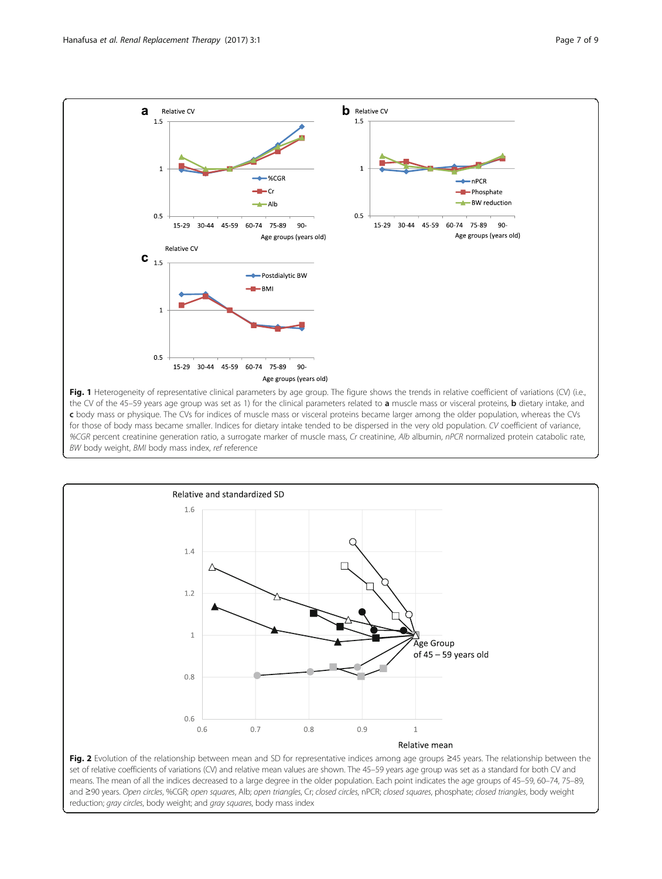**Fig. 1** Heterogeneity of representative clinical parameters by age group. The figure shows the trends in relative coefficient of variations (CV) (i.e., the CV of the 45–59 years age group was set as 1) for the clinical parameters related to **a** muscle mass or visceral proteins, **b** dietary intake, and **c** body mass or physique. The CVs for indices of muscle mass or visceral proteins became larger among the older population, whereas the CVs for those of body mass became smaller. Indices for dietary intake tended to be dispersed in the very old population. *CV* coefficient of variance, *%CGR* percent creatinine generation ratio, a surrogate marker of muscle mass, *Cr* creatinine, *Alb* albumin, *nPCR* normalized protein catabolic rate, *BW* body weight, *BMI* body mass index, *ref* reference

**Fig. 2** Evolution of the relationship between mean and SD for representative indices among age groups ≥45 years. The relationship between the set of relative coefficients of variations (CV) and relative mean values are shown. The 45–59 years age group was set as a standard for both CV and means. The mean of all the indices decreased to a large degree in the older population. Each point indicates the age groups of 45–59, 60–74, 75–89, and ≥90 years. *Open circles*, %CGR; *open squares*, Alb; *open triangles*, Cr; *closed circles*, nPCR; *closed squares*, phosphate; *closed triangles*, body weight reduction; *gray circles*, body weight; and *gray squares*, body mass index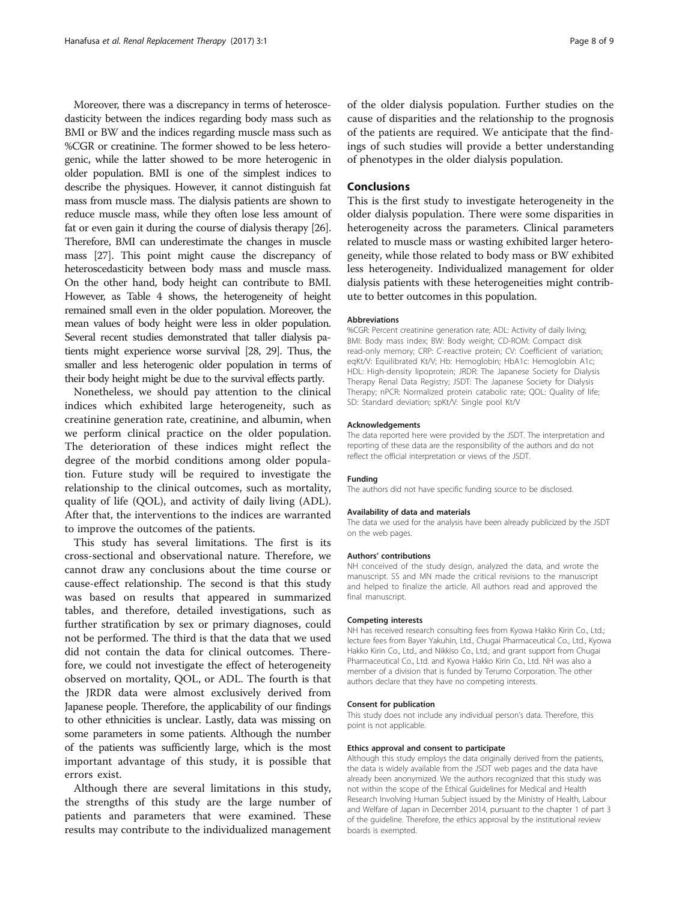Moreover, there was a discrepancy in terms of heteroscedasticity between the indices regarding body mass such as BMI or BW and the indices regarding muscle mass such as %CGR or creatinine. The former showed to be less heterogenic, while the latter showed to be more heterogenic in older population. BMI is one of the simplest indices to describe the physiques. However, it cannot distinguish fat mass from muscle mass. The dialysis patients are shown to reduce muscle mass, while they often lose less amount of fat or even gain it during the course of dialysis therapy [26]. Therefore, BMI can underestimate the changes in muscle mass [27]. This point might cause the discrepancy of heteroscedasticity between body mass and muscle mass. On the other hand, body height can contribute to BMI. However, as Table 4 shows, the heterogeneity of height remained small even in the older population. Moreover, the mean values of body height were less in older population. Several recent studies demonstrated that taller dialysis patients might experience worse survival [28, 29]. Thus, the smaller and less heterogenic older population in terms of their body height might be due to the survival effects partly.

Nonetheless, we should pay attention to the clinical indices which exhibited large heterogeneity, such as creatinine generation rate, creatinine, and albumin, when we perform clinical practice on the older population. The deterioration of these indices might reflect the degree of the morbid conditions among older population. Future study will be required to investigate the relationship to the clinical outcomes, such as mortality, quality of life (QOL), and activity of daily living (ADL). After that, the interventions to the indices are warranted to improve the outcomes of the patients.

This study has several limitations. The first is its cross-sectional and observational nature. Therefore, we cannot draw any conclusions about the time course or cause-effect relationship. The second is that this study was based on results that appeared in summarized tables, and therefore, detailed investigations, such as further stratification by sex or primary diagnoses, could not be performed. The third is that the data that we used did not contain the data for clinical outcomes. Therefore, we could not investigate the effect of heterogeneity observed on mortality, QOL, or ADL. The fourth is that the JRDR data were almost exclusively derived from Japanese people. Therefore, the applicability of our findings to other ethnicities is unclear. Lastly, data was missing on some parameters in some patients. Although the number of the patients was sufficiently large, which is the most important advantage of this study, it is possible that errors exist.

Although there are several limitations in this study, the strengths of this study are the large number of patients and parameters that were examined. These results may contribute to the individualized management of the older dialysis population. Further studies on the cause of disparities and the relationship to the prognosis of the patients are required. We anticipate that the findings of such studies will provide a better understanding of phenotypes in the older dialysis population.

## Conclusions

This is the first study to investigate heterogeneity in the older dialysis population. There were some disparities in heterogeneity across the parameters. Clinical parameters related to muscle mass or wasting exhibited larger heterogeneity, while those related to body mass or BW exhibited less heterogeneity. Individualized management for older dialysis patients with these heterogeneities might contribute to better outcomes in this population.

#### Abbreviations

%CGR: Percent creatinine generation rate; ADL: Activity of daily living; BMI: Body mass index; BW: Body weight; CD-ROM: Compact disk read-only memory; CRP: C-reactive protein; CV: Coefficient of variation; eqKt/V: Equilibrated Kt/V; Hb: Hemoglobin; HbA1c: Hemoglobin A1c; HDL: High-density lipoprotein; JRDR: The Japanese Society for Dialysis Therapy Renal Data Registry; JSDT: The Japanese Society for Dialysis Therapy; nPCR: Normalized protein catabolic rate; QOL: Quality of life; SD: Standard deviation; spKt/V: Single pool Kt/V

#### Acknowledgements

The data reported here were provided by the JSDT. The interpretation and reporting of these data are the responsibility of the authors and do not reflect the official interpretation or views of the JSDT.

#### Funding

The authors did not have specific funding source to be disclosed.

#### Availability of data and materials

The data we used for the analysis have been already publicized by the JSDT on the web pages.

#### Authors' contributions

NH conceived of the study design, analyzed the data, and wrote the manuscript. SS and MN made the critical revisions to the manuscript and helped to finalize the article. All authors read and approved the final manuscript.

#### Competing interests

NH has received research consulting fees from Kyowa Hakko Kirin Co., Ltd.; lecture fees from Bayer Yakuhin, Ltd., Chugai Pharmaceutical Co., Ltd., Kyowa Hakko Kirin Co., Ltd., and Nikkiso Co., Ltd.; and grant support from Chugai Pharmaceutical Co., Ltd. and Kyowa Hakko Kirin Co., Ltd. NH was also a member of a division that is funded by Terumo Corporation. The other authors declare that they have no competing interests.

#### Consent for publication

This study does not include any individual person's data. Therefore, this point is not applicable.

#### Ethics approval and consent to participate

Although this study employs the data originally derived from the patients, the data is widely available from the JSDT web pages and the data have already been anonymized. We the authors recognized that this study was not within the scope of the Ethical Guidelines for Medical and Health Research Involving Human Subject issued by the Ministry of Health, Labour and Welfare of Japan in December 2014, pursuant to the chapter 1 of part 3 of the guideline. Therefore, the ethics approval by the institutional review boards is exempted.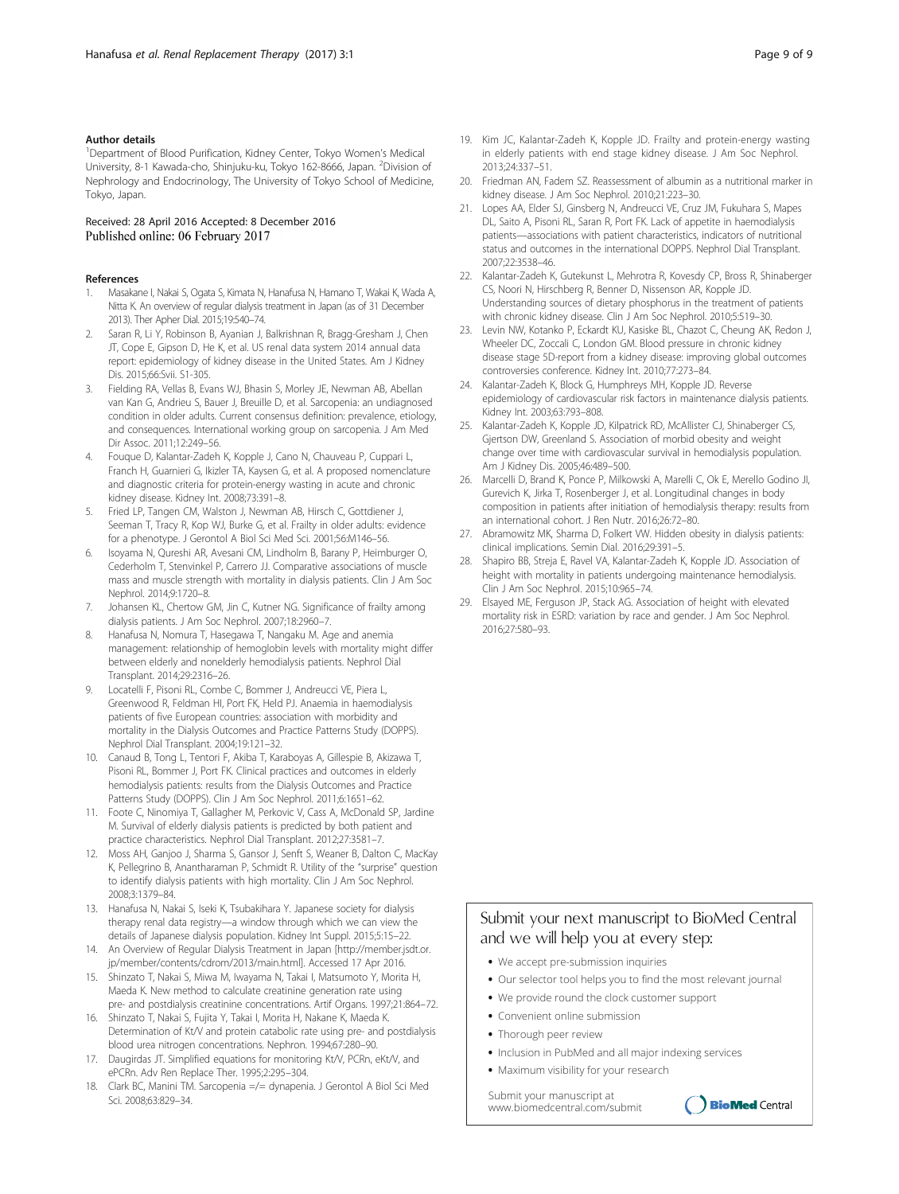#### Author details

[1]Department of Blood Purification, Kidney Center, Tokyo Women's Medical University, 8-1 Kawada-cho, Shinjuku-ku, Tokyo 162-8666, Japan. [2]Division of Nephrology and Endocrinology, The University of Tokyo School of Medicine, Tokyo, Japan.

Received: 28 April 2016 Accepted: 8 December 2016
Published online: 06 February 2017

#### References

1. Masakane I, Nakai S, Ogata S, Kimata N, Hanafusa N, Hamano T, Wakai K, Wada A, Nitta K. An overview of regular dialysis treatment in Japan (as of 31 December 2013). Ther Apher Dial. 2015;19:540–74.
2. Saran R, Li Y, Robinson B, Ayanian J, Balkrishnan R, Bragg-Gresham J, Chen JT, Cope E, Gipson D, He K, et al. US renal data system 2014 annual data report: epidemiology of kidney disease in the United States. Am J Kidney Dis. 2015;66:Svii. S1-305.
3. Fielding RA, Vellas B, Evans WJ, Bhasin S, Morley JE, Newman AB, Abellan van Kan G, Andrieu S, Bauer J, Breuille D, et al. Sarcopenia: an undiagnosed condition in older adults. Current consensus definition: prevalence, etiology, and consequences. International working group on sarcopenia. J Am Med Dir Assoc. 2011;12:249–56.
4. Fouque D, Kalantar-Zadeh K, Kopple J, Cano N, Chauveau P, Cuppari L, Franch H, Guarnieri G, Ikizler TA, Kaysen G, et al. A proposed nomenclature and diagnostic criteria for protein-energy wasting in acute and chronic kidney disease. Kidney Int. 2008;73:391–8.
5. Fried LP, Tangen CM, Walston J, Newman AB, Hirsch C, Gottdiener J, Seeman T, Tracy R, Kop WJ, Burke G, et al. Frailty in older adults: evidence for a phenotype. J Gerontol A Biol Sci Med Sci. 2001;56:M146–56.
6. Isoyama N, Qureshi AR, Avesani CM, Lindholm B, Barany P, Heimburger O, Cederholm T, Stenvinkel P, Carrero JJ. Comparative associations of muscle mass and muscle strength with mortality in dialysis patients. Clin J Am Soc Nephrol. 2014;9:1720–8.
7. Johansen KL, Chertow GM, Jin C, Kutner NG. Significance of frailty among dialysis patients. J Am Soc Nephrol. 2007;18:2960–7.
8. Hanafusa N, Nomura T, Hasegawa T, Nangaku M. Age and anemia management: relationship of hemoglobin levels with mortality might differ between elderly and nonelderly hemodialysis patients. Nephrol Dial Transplant. 2014;29:2316–26.
9. Locatelli F, Pisoni RL, Combe C, Bommer J, Andreucci VE, Piera L, Greenwood R, Feldman HI, Port FK, Held PJ. Anaemia in haemodialysis patients of five European countries: association with morbidity and mortality in the Dialysis Outcomes and Practice Patterns Study (DOPPS). Nephrol Dial Transplant. 2004;19:121–32.
10. Canaud B, Tong L, Tentori F, Akiba T, Karaboyas A, Gillespie B, Akizawa T, Pisoni RL, Bommer J, Port FK. Clinical practices and outcomes in elderly hemodialysis patients: results from the Dialysis Outcomes and Practice Patterns Study (DOPPS). Clin J Am Soc Nephrol. 2011;6:1651–62.
11. Foote C, Ninomiya T, Gallagher M, Perkovic V, Cass A, McDonald SP, Jardine M. Survival of elderly dialysis patients is predicted by both patient and practice characteristics. Nephrol Dial Transplant. 2012;27:3581–7.
12. Moss AH, Ganjoo J, Sharma S, Gansor J, Senft S, Weaner B, Dalton C, MacKay K, Pellegrino B, Anantharaman P, Schmidt R. Utility of the "surprise" question to identify dialysis patients with high mortality. Clin J Am Soc Nephrol. 2008;3:1379–84.
13. Hanafusa N, Nakai S, Iseki K, Tsubakihara Y. Japanese society for dialysis therapy renal data registry—a window through which we can view the details of Japanese dialysis population. Kidney Int Suppl. 2015;5:15–22.
14. An Overview of Regular Dialysis Treatment in Japan [http://member.jsdt.or.jp/member/contents/cdrom/2013/main.html]. Accessed 17 Apr 2016.
15. Shinzato T, Nakai S, Miwa M, Iwayama N, Takai I, Matsumoto Y, Morita H, Maeda K. New method to calculate creatinine generation rate using pre- and postdialysis creatinine concentrations. Artif Organs. 1997;21:864–72.
16. Shinzato T, Nakai S, Fujita Y, Takai I, Morita H, Nakane K, Maeda K. Determination of Kt/V and protein catabolic rate using pre- and postdialysis blood urea nitrogen concentrations. Nephron. 1994;67:280–90.
17. Daugirdas JT. Simplified equations for monitoring Kt/V, PCRn, eKt/V, and ePCRn. Adv Ren Replace Ther. 1995;2:295–304.
18. Clark BC, Manini TM. Sarcopenia =/= dynapenia. J Gerontol A Biol Sci Med Sci. 2008;63:829–34.
19. Kim JC, Kalantar-Zadeh K, Kopple JD. Frailty and protein-energy wasting in elderly patients with end stage kidney disease. J Am Soc Nephrol. 2013;24:337–51.
20. Friedman AN, Fadem SZ. Reassessment of albumin as a nutritional marker in kidney disease. J Am Soc Nephrol. 2010;21:223–30.
21. Lopes AA, Elder SJ, Ginsberg N, Andreucci VE, Cruz JM, Fukuhara S, Mapes DL, Saito A, Pisoni RL, Saran R, Port FK. Lack of appetite in haemodialysis patients—associations with patient characteristics, indicators of nutritional status and outcomes in the international DOPPS. Nephrol Dial Transplant. 2007;22:3538–46.
22. Kalantar-Zadeh K, Gutekunst L, Mehrotra R, Kovesdy CP, Bross R, Shinaberger CS, Noori N, Hirschberg R, Benner D, Nissenson AR, Kopple JD. Understanding sources of dietary phosphorus in the treatment of patients with chronic kidney disease. Clin J Am Soc Nephrol. 2010;5:519–30.
23. Levin NW, Kotanko P, Eckardt KU, Kasiske BL, Chazot C, Cheung AK, Redon J, Wheeler DC, Zoccali C, London GM. Blood pressure in chronic kidney disease stage 5D-report from a kidney disease: improving global outcomes controversies conference. Kidney Int. 2010;77:273–84.
24. Kalantar-Zadeh K, Block G, Humphreys MH, Kopple JD. Reverse epidemiology of cardiovascular risk factors in maintenance dialysis patients. Kidney Int. 2003;63:793–808.
25. Kalantar-Zadeh K, Kopple JD, Kilpatrick RD, McAllister CJ, Shinaberger CS, Gjertson DW, Greenland S. Association of morbid obesity and weight change over time with cardiovascular survival in hemodialysis population. Am J Kidney Dis. 2005;46:489–500.
26. Marcelli D, Brand K, Ponce P, Milkowski A, Marelli C, Ok E, Merello Godino JI, Gurevich K, Jirka T, Rosenberger J, et al. Longitudinal changes in body composition in patients after initiation of hemodialysis therapy: results from an international cohort. J Ren Nutr. 2016;26:72–80.
27. Abramowitz MK, Sharma D, Folkert VW. Hidden obesity in dialysis patients: clinical implications. Semin Dial. 2016;29:391–5.
28. Shapiro BB, Streja E, Ravel VA, Kalantar-Zadeh K, Kopple JD. Association of height with mortality in patients undergoing maintenance hemodialysis. Clin J Am Soc Nephrol. 2015;10:965–74.
29. Elsayed ME, Ferguson JP, Stack AG. Association of height with elevated mortality risk in ESRD: variation by race and gender. J Am Soc Nephrol. 2016;27:580–93.

Submit your next manuscript to BioMed Central and we will help you at every step:

- We accept pre-submission inquiries
- Our selector tool helps you to find the most relevant journal
- We provide round the clock customer support
- Convenient online submission
- Thorough peer review
- Inclusion in PubMed and all major indexing services
- Maximum visibility for your research

Submit your manuscript at www.biomedcentral.com/submit

BioMed Central